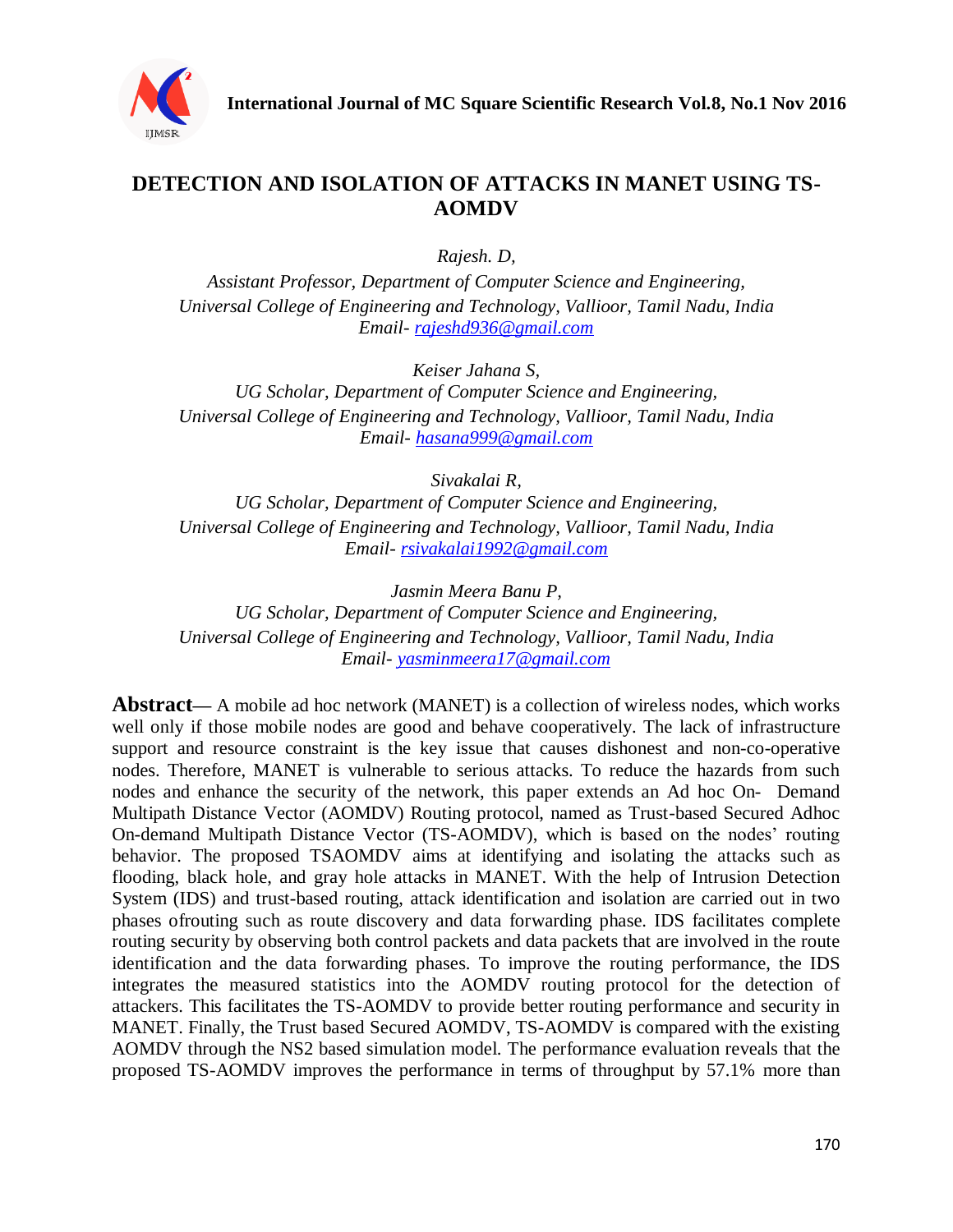# DETECTION AND ISOLATION OF ATTACKS IN MANET USING TS-AOMDV

*Rajesh. D,*
*Assistant Professor, Department of Computer Science and Engineering,*
*Universal College of Engineering and Technology, Vallioor, Tamil Nadu, India*
*Email- rajeshd936@gmail.com*

*Keiser Jahana S,*
*UG Scholar, Department of Computer Science and Engineering,*
*Universal College of Engineering and Technology, Vallioor, Tamil Nadu, India*
*Email- hasana999@gmail.com*

*Sivakalai R,*
*UG Scholar, Department of Computer Science and Engineering,*
*Universal College of Engineering and Technology, Vallioor, Tamil Nadu, India*
*Email- rsivakalai1992@gmail.com*

*Jasmin Meera Banu P,*
*UG Scholar, Department of Computer Science and Engineering,*
*Universal College of Engineering and Technology, Vallioor, Tamil Nadu, India*
*Email- yasminmeera17@gmail.com*

**Abstract—** A mobile ad hoc network (MANET) is a collection of wireless nodes, which works well only if those mobile nodes are good and behave cooperatively. The lack of infrastructure support and resource constraint is the key issue that causes dishonest and non-co-operative nodes. Therefore, MANET is vulnerable to serious attacks. To reduce the hazards from such nodes and enhance the security of the network, this paper extends an Ad hoc On- Demand Multipath Distance Vector (AOMDV) Routing protocol, named as Trust-based Secured Adhoc On-demand Multipath Distance Vector (TS-AOMDV), which is based on the nodes' routing behavior. The proposed TSAOMDV aims at identifying and isolating the attacks such as flooding, black hole, and gray hole attacks in MANET. With the help of Intrusion Detection System (IDS) and trust-based routing, attack identification and isolation are carried out in two phases ofrouting such as route discovery and data forwarding phase. IDS facilitates complete routing security by observing both control packets and data packets that are involved in the route identification and the data forwarding phases. To improve the routing performance, the IDS integrates the measured statistics into the AOMDV routing protocol for the detection of attackers. This facilitates the TS-AOMDV to provide better routing performance and security in MANET. Finally, the Trust based Secured AOMDV, TS-AOMDV is compared with the existing AOMDV through the NS2 based simulation model. The performance evaluation reveals that the proposed TS-AOMDV improves the performance in terms of throughput by 57.1% more than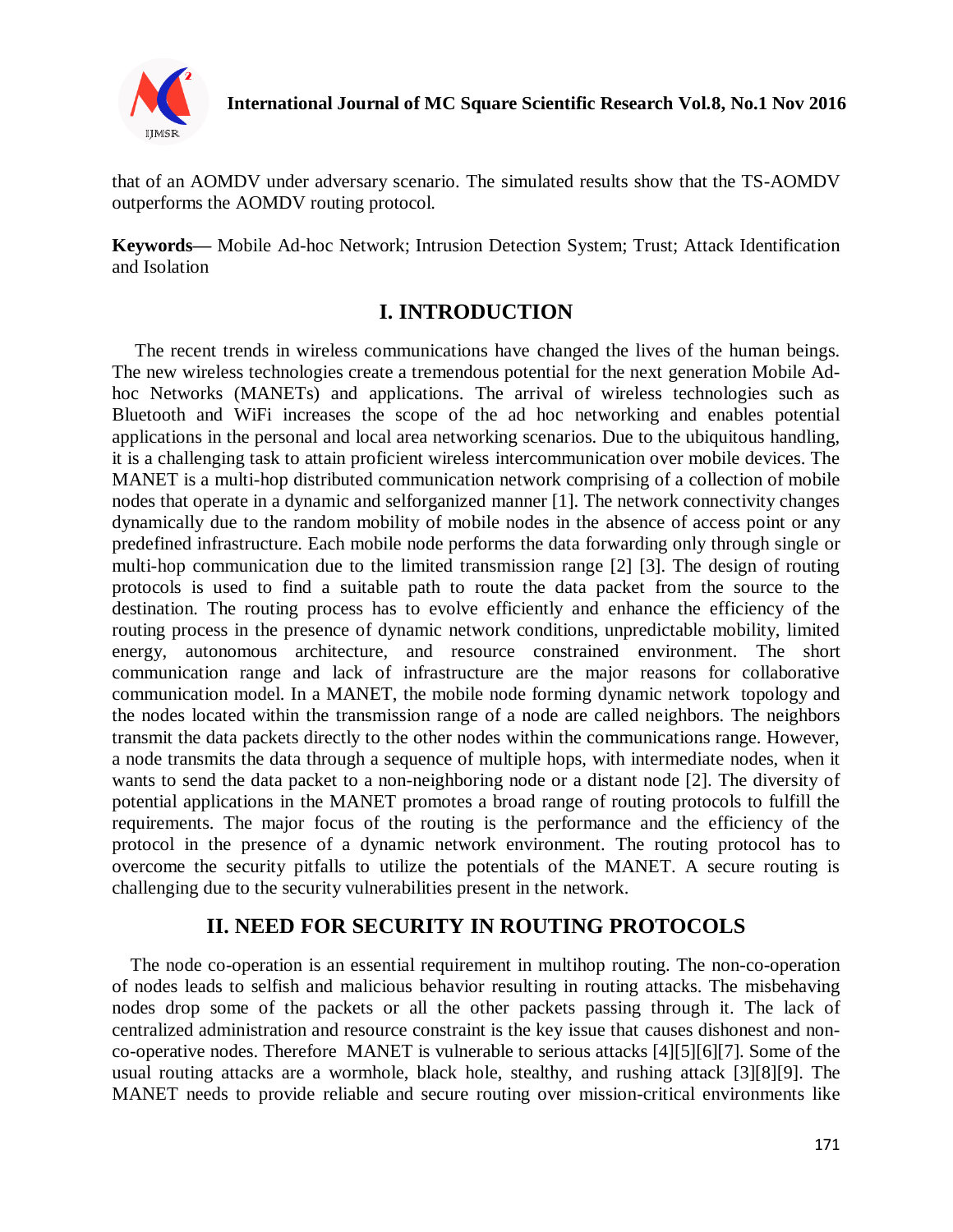that of an AOMDV under adversary scenario. The simulated results show that the TS-AOMDV outperforms the AOMDV routing protocol.

**Keywords—** Mobile Ad-hoc Network; Intrusion Detection System; Trust; Attack Identification and Isolation

## I. INTRODUCTION

The recent trends in wireless communications have changed the lives of the human beings. The new wireless technologies create a tremendous potential for the next generation Mobile Ad-hoc Networks (MANETs) and applications. The arrival of wireless technologies such as Bluetooth and WiFi increases the scope of the ad hoc networking and enables potential applications in the personal and local area networking scenarios. Due to the ubiquitous handling, it is a challenging task to attain proficient wireless intercommunication over mobile devices. The MANET is a multi-hop distributed communication network comprising of a collection of mobile nodes that operate in a dynamic and selforganized manner [1]. The network connectivity changes dynamically due to the random mobility of mobile nodes in the absence of access point or any predefined infrastructure. Each mobile node performs the data forwarding only through single or multi-hop communication due to the limited transmission range [2] [3]. The design of routing protocols is used to find a suitable path to route the data packet from the source to the destination. The routing process has to evolve efficiently and enhance the efficiency of the routing process in the presence of dynamic network conditions, unpredictable mobility, limited energy, autonomous architecture, and resource constrained environment. The short communication range and lack of infrastructure are the major reasons for collaborative communication model. In a MANET, the mobile node forming dynamic network topology and the nodes located within the transmission range of a node are called neighbors. The neighbors transmit the data packets directly to the other nodes within the communications range. However, a node transmits the data through a sequence of multiple hops, with intermediate nodes, when it wants to send the data packet to a non-neighboring node or a distant node [2]. The diversity of potential applications in the MANET promotes a broad range of routing protocols to fulfill the requirements. The major focus of the routing is the performance and the efficiency of the protocol in the presence of a dynamic network environment. The routing protocol has to overcome the security pitfalls to utilize the potentials of the MANET. A secure routing is challenging due to the security vulnerabilities present in the network.

## II. NEED FOR SECURITY IN ROUTING PROTOCOLS

The node co-operation is an essential requirement in multihop routing. The non-co-operation of nodes leads to selfish and malicious behavior resulting in routing attacks. The misbehaving nodes drop some of the packets or all the other packets passing through it. The lack of centralized administration and resource constraint is the key issue that causes dishonest and non-co-operative nodes. Therefore MANET is vulnerable to serious attacks [4][5][6][7]. Some of the usual routing attacks are a wormhole, black hole, stealthy, and rushing attack [3][8][9]. The MANET needs to provide reliable and secure routing over mission-critical environments like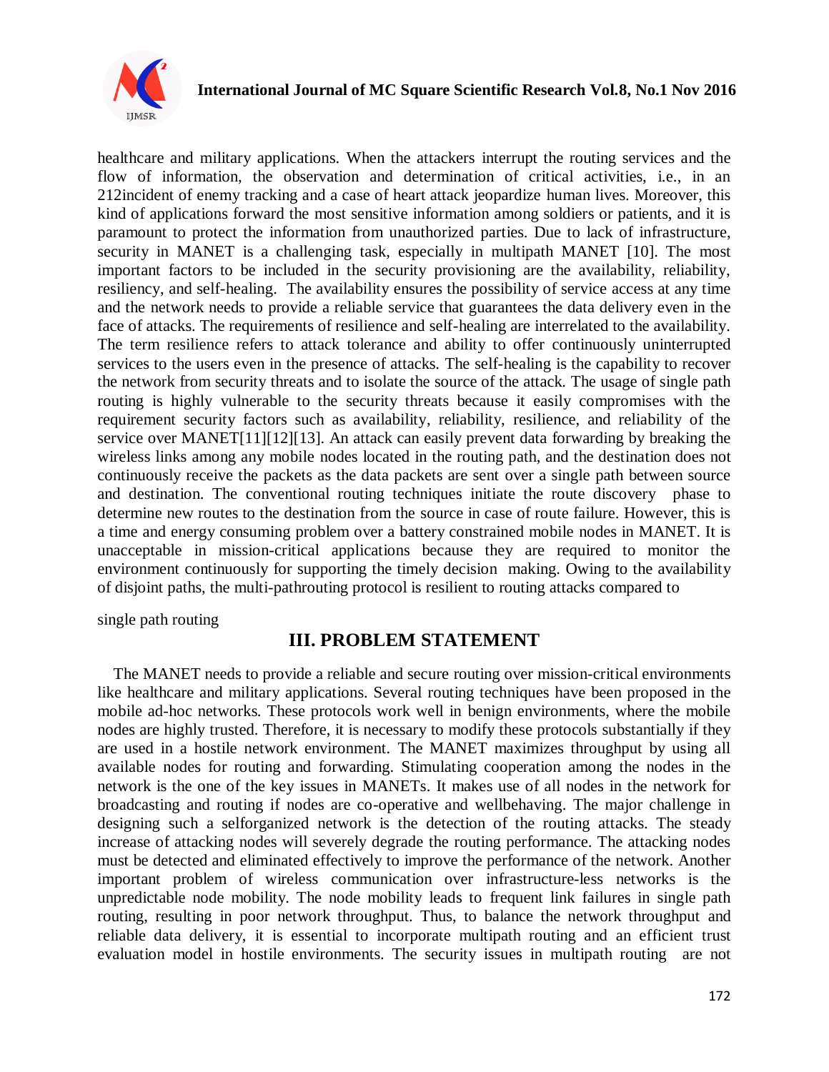healthcare and military applications. When the attackers interrupt the routing services and the flow of information, the observation and determination of critical activities, i.e., in an 212incident of enemy tracking and a case of heart attack jeopardize human lives. Moreover, this kind of applications forward the most sensitive information among soldiers or patients, and it is paramount to protect the information from unauthorized parties. Due to lack of infrastructure, security in MANET is a challenging task, especially in multipath MANET [10]. The most important factors to be included in the security provisioning are the availability, reliability, resiliency, and self-healing. The availability ensures the possibility of service access at any time and the network needs to provide a reliable service that guarantees the data delivery even in the face of attacks. The requirements of resilience and self-healing are interrelated to the availability. The term resilience refers to attack tolerance and ability to offer continuously uninterrupted services to the users even in the presence of attacks. The self-healing is the capability to recover the network from security threats and to isolate the source of the attack. The usage of single path routing is highly vulnerable to the security threats because it easily compromises with the requirement security factors such as availability, reliability, resilience, and reliability of the service over MANET[11][12][13]. An attack can easily prevent data forwarding by breaking the wireless links among any mobile nodes located in the routing path, and the destination does not continuously receive the packets as the data packets are sent over a single path between source and destination. The conventional routing techniques initiate the route discovery phase to determine new routes to the destination from the source in case of route failure. However, this is a time and energy consuming problem over a battery constrained mobile nodes in MANET. It is unacceptable in mission-critical applications because they are required to monitor the environment continuously for supporting the timely decision making. Owing to the availability of disjoint paths, the multi-pathrouting protocol is resilient to routing attacks compared to

single path routing

## III. PROBLEM STATEMENT

The MANET needs to provide a reliable and secure routing over mission-critical environments like healthcare and military applications. Several routing techniques have been proposed in the mobile ad-hoc networks. These protocols work well in benign environments, where the mobile nodes are highly trusted. Therefore, it is necessary to modify these protocols substantially if they are used in a hostile network environment. The MANET maximizes throughput by using all available nodes for routing and forwarding. Stimulating cooperation among the nodes in the network is the one of the key issues in MANETs. It makes use of all nodes in the network for broadcasting and routing if nodes are co-operative and wellbehaving. The major challenge in designing such a selforganized network is the detection of the routing attacks. The steady increase of attacking nodes will severely degrade the routing performance. The attacking nodes must be detected and eliminated effectively to improve the performance of the network. Another important problem of wireless communication over infrastructure-less networks is the unpredictable node mobility. The node mobility leads to frequent link failures in single path routing, resulting in poor network throughput. Thus, to balance the network throughput and reliable data delivery, it is essential to incorporate multipath routing and an efficient trust evaluation model in hostile environments. The security issues in multipath routing are not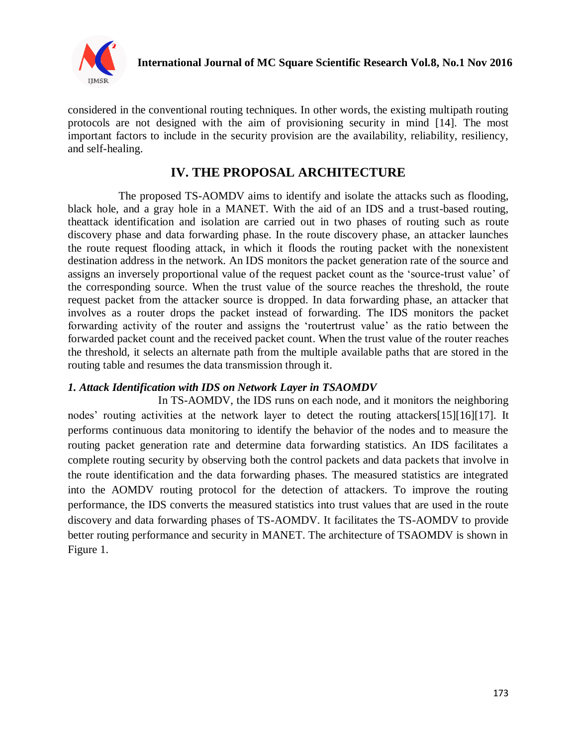considered in the conventional routing techniques. In other words, the existing multipath routing protocols are not designed with the aim of provisioning security in mind [14]. The most important factors to include in the security provision are the availability, reliability, resiliency, and self-healing.

## IV. THE PROPOSAL ARCHITECTURE

The proposed TS-AOMDV aims to identify and isolate the attacks such as flooding, black hole, and a gray hole in a MANET. With the aid of an IDS and a trust-based routing, theattack identification and isolation are carried out in two phases of routing such as route discovery phase and data forwarding phase. In the route discovery phase, an attacker launches the route request flooding attack, in which it floods the routing packet with the nonexistent destination address in the network. An IDS monitors the packet generation rate of the source and assigns an inversely proportional value of the request packet count as the 'source-trust value' of the corresponding source. When the trust value of the source reaches the threshold, the route request packet from the attacker source is dropped. In data forwarding phase, an attacker that involves as a router drops the packet instead of forwarding. The IDS monitors the packet forwarding activity of the router and assigns the 'routertrust value' as the ratio between the forwarded packet count and the received packet count. When the trust value of the router reaches the threshold, it selects an alternate path from the multiple available paths that are stored in the routing table and resumes the data transmission through it.

### *1. Attack Identification with IDS on Network Layer in TSAOMDV*

In TS-AOMDV, the IDS runs on each node, and it monitors the neighboring nodes' routing activities at the network layer to detect the routing attackers[15][16][17]. It performs continuous data monitoring to identify the behavior of the nodes and to measure the routing packet generation rate and determine data forwarding statistics. An IDS facilitates a complete routing security by observing both the control packets and data packets that involve in the route identification and the data forwarding phases. The measured statistics are integrated into the AOMDV routing protocol for the detection of attackers. To improve the routing performance, the IDS converts the measured statistics into trust values that are used in the route discovery and data forwarding phases of TS-AOMDV. It facilitates the TS-AOMDV to provide better routing performance and security in MANET. The architecture of TSAOMDV is shown in Figure 1.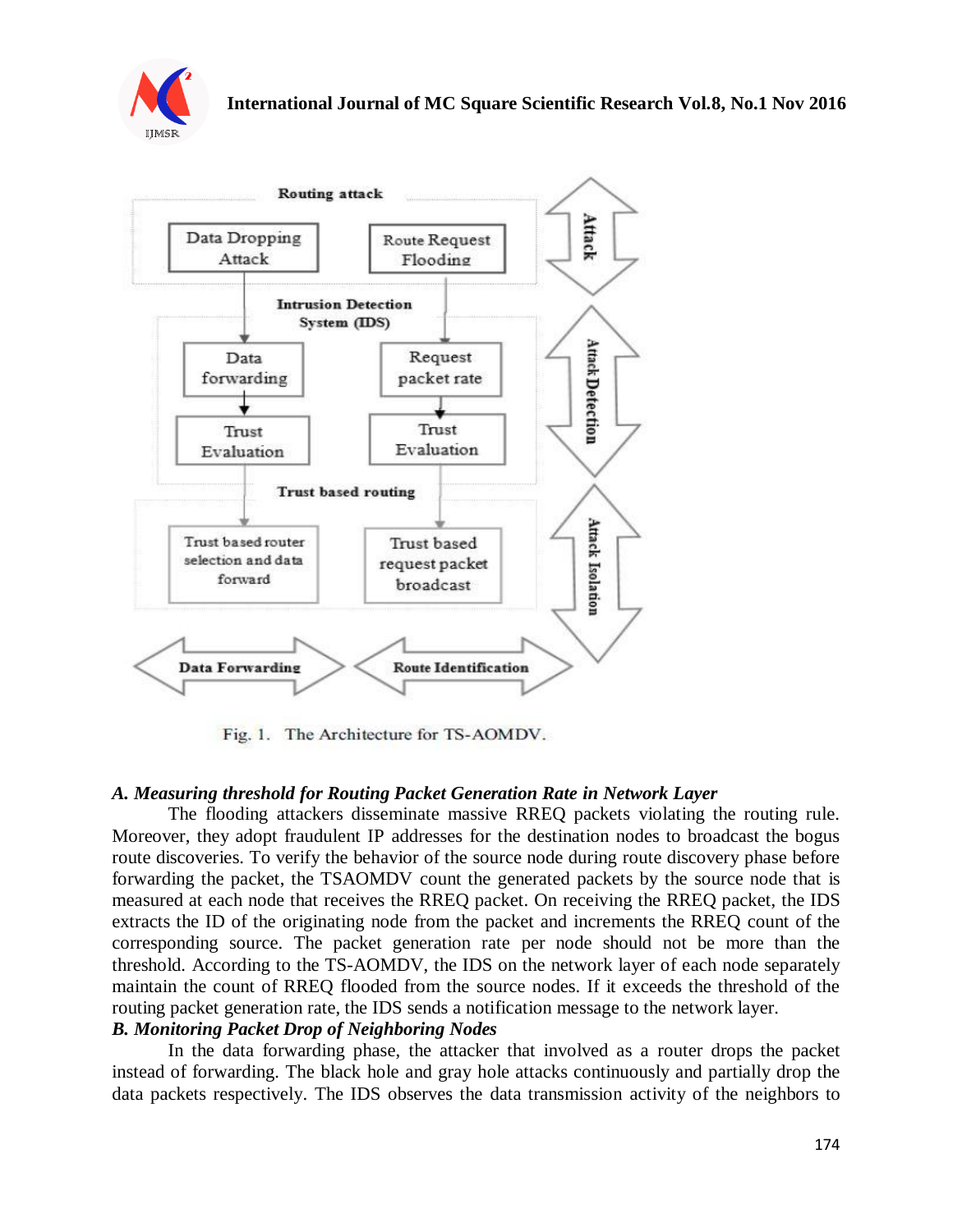Routing attack

Data Dropping Attack

Route Request Flooding

Attack

Intrusion Detection System (IDS)

Data forwarding

Request packet rate

Trust Evaluation

Trust Evaluation

Attack Detection

Trust based routing

Trust based router selection and data forward

Trust based request packet broadcast

Attack Isolation

Data Forwarding

Route Identification

Fig. 1. The Architecture for TS-AOMDV.

***A. Measuring threshold for Routing Packet Generation Rate in Network Layer***

The flooding attackers disseminate massive RREQ packets violating the routing rule. Moreover, they adopt fraudulent IP addresses for the destination nodes to broadcast the bogus route discoveries. To verify the behavior of the source node during route discovery phase before forwarding the packet, the TSAOMDV count the generated packets by the source node that is measured at each node that receives the RREQ packet. On receiving the RREQ packet, the IDS extracts the ID of the originating node from the packet and increments the RREQ count of the corresponding source. The packet generation rate per node should not be more than the threshold. According to the TS-AOMDV, the IDS on the network layer of each node separately maintain the count of RREQ flooded from the source nodes. If it exceeds the threshold of the routing packet generation rate, the IDS sends a notification message to the network layer.

***B. Monitoring Packet Drop of Neighboring Nodes***

In the data forwarding phase, the attacker that involved as a router drops the packet instead of forwarding. The black hole and gray hole attacks continuously and partially drop the data packets respectively. The IDS observes the data transmission activity of the neighbors to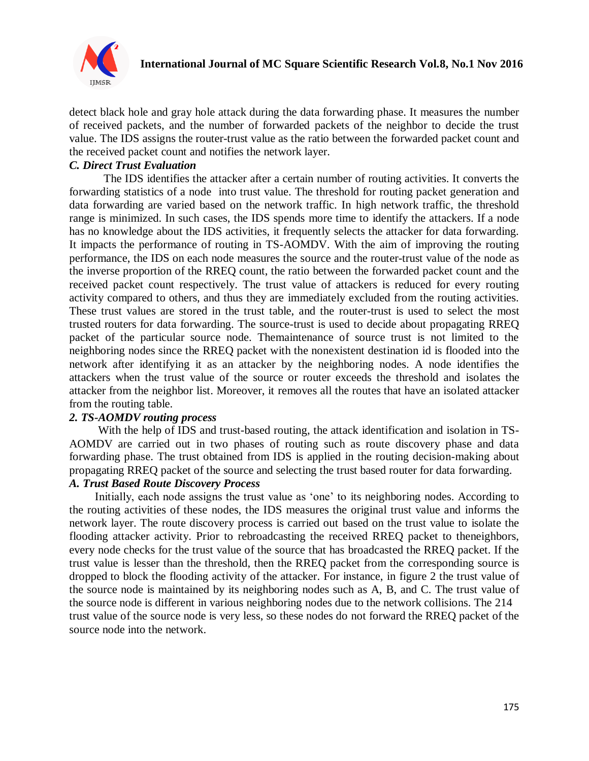detect black hole and gray hole attack during the data forwarding phase. It measures the number of received packets, and the number of forwarded packets of the neighbor to decide the trust value. The IDS assigns the router-trust value as the ratio between the forwarded packet count and the received packet count and notifies the network layer.

### *C. Direct Trust Evaluation*

The IDS identifies the attacker after a certain number of routing activities. It converts the forwarding statistics of a node into trust value. The threshold for routing packet generation and data forwarding are varied based on the network traffic. In high network traffic, the threshold range is minimized. In such cases, the IDS spends more time to identify the attackers. If a node has no knowledge about the IDS activities, it frequently selects the attacker for data forwarding. It impacts the performance of routing in TS-AOMDV. With the aim of improving the routing performance, the IDS on each node measures the source and the router-trust value of the node as the inverse proportion of the RREQ count, the ratio between the forwarded packet count and the received packet count respectively. The trust value of attackers is reduced for every routing activity compared to others, and thus they are immediately excluded from the routing activities. These trust values are stored in the trust table, and the router-trust is used to select the most trusted routers for data forwarding. The source-trust is used to decide about propagating RREQ packet of the particular source node. Themaintenance of source trust is not limited to the neighboring nodes since the RREQ packet with the nonexistent destination id is flooded into the network after identifying it as an attacker by the neighboring nodes. A node identifies the attackers when the trust value of the source or router exceeds the threshold and isolates the attacker from the neighbor list. Moreover, it removes all the routes that have an isolated attacker from the routing table.

## *2. TS-AOMDV routing process*

With the help of IDS and trust-based routing, the attack identification and isolation in TS-AOMDV are carried out in two phases of routing such as route discovery phase and data forwarding phase. The trust obtained from IDS is applied in the routing decision-making about propagating RREQ packet of the source and selecting the trust based router for data forwarding.

### *A. Trust Based Route Discovery Process*

Initially, each node assigns the trust value as 'one' to its neighboring nodes. According to the routing activities of these nodes, the IDS measures the original trust value and informs the network layer. The route discovery process is carried out based on the trust value to isolate the flooding attacker activity. Prior to rebroadcasting the received RREQ packet to theneighbors, every node checks for the trust value of the source that has broadcasted the RREQ packet. If the trust value is lesser than the threshold, then the RREQ packet from the corresponding source is dropped to block the flooding activity of the attacker. For instance, in figure 2 the trust value of the source node is maintained by its neighboring nodes such as A, B, and C. The trust value of the source node is different in various neighboring nodes due to the network collisions. The 214 trust value of the source node is very less, so these nodes do not forward the RREQ packet of the source node into the network.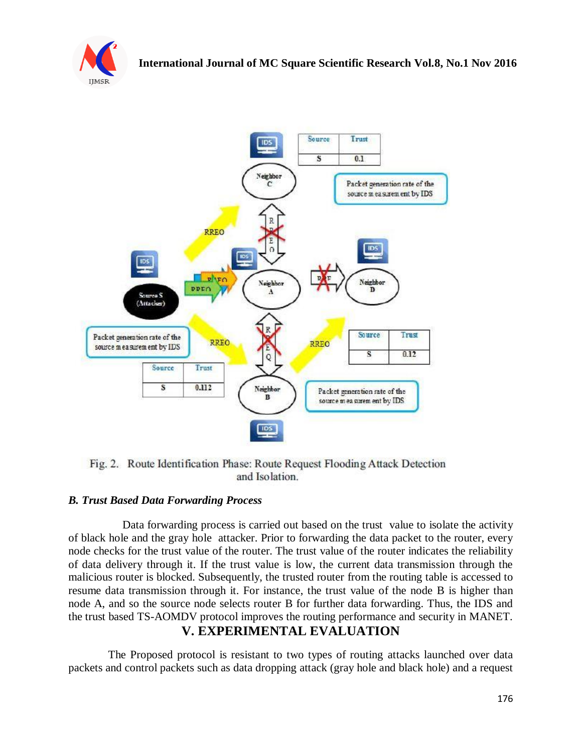Fig. 2. Route Identification Phase: Route Request Flooding Attack Detection and Isolation.

### *B. Trust Based Data Forwarding Process*

Data forwarding process is carried out based on the trust value to isolate the activity of black hole and the gray hole attacker. Prior to forwarding the data packet to the router, every node checks for the trust value of the router. The trust value of the router indicates the reliability of data delivery through it. If the trust value is low, the current data transmission through the malicious router is blocked. Subsequently, the trusted router from the routing table is accessed to resume data transmission through it. For instance, the trust value of the node B is higher than node A, and so the source node selects router B for further data forwarding. Thus, the IDS and the trust based TS-AOMDV protocol improves the routing performance and security in MANET.

## V. EXPERIMENTAL EVALUATION

The Proposed protocol is resistant to two types of routing attacks launched over data packets and control packets such as data dropping attack (gray hole and black hole) and a request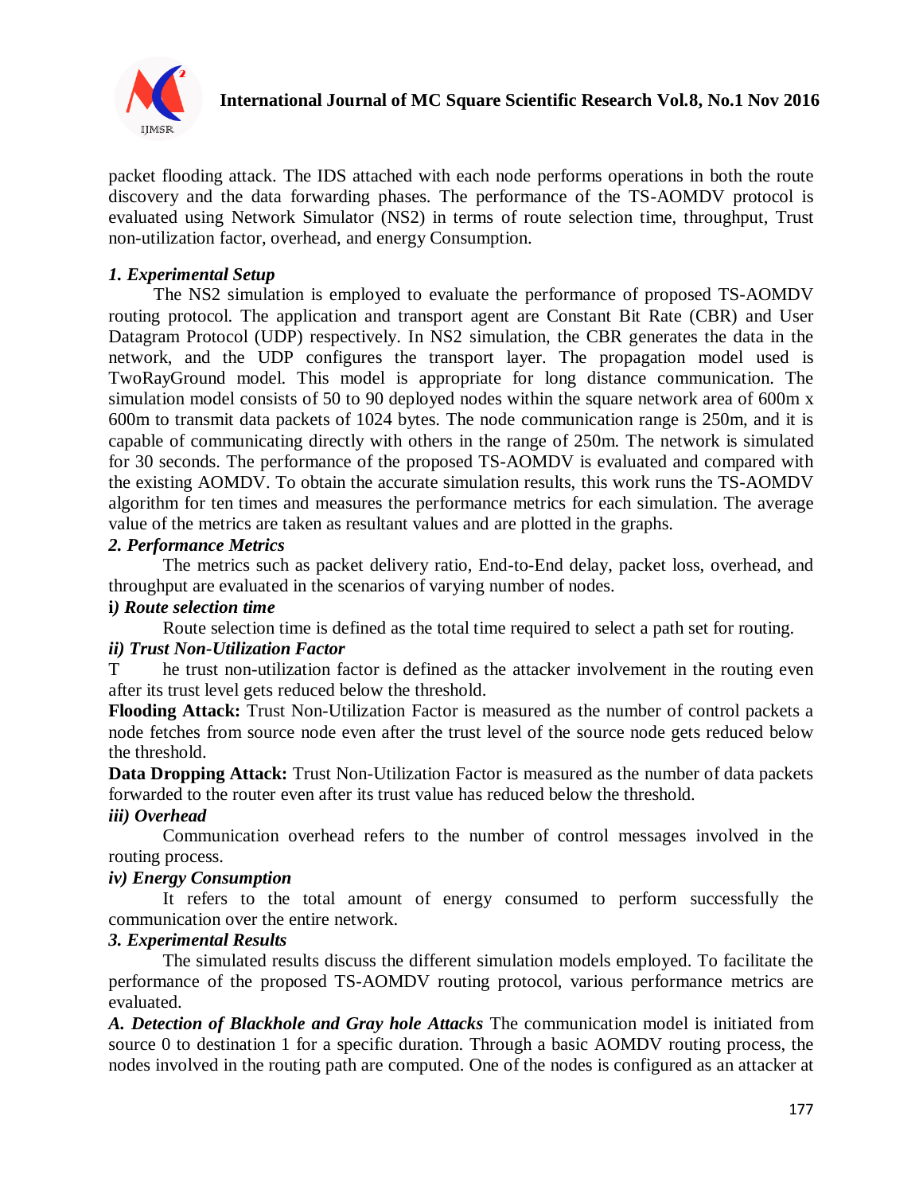packet flooding attack. The IDS attached with each node performs operations in both the route discovery and the data forwarding phases. The performance of the TS-AOMDV protocol is evaluated using Network Simulator (NS2) in terms of route selection time, throughput, Trust non-utilization factor, overhead, and energy Consumption.

### *1. Experimental Setup*

The NS2 simulation is employed to evaluate the performance of proposed TS-AOMDV routing protocol. The application and transport agent are Constant Bit Rate (CBR) and User Datagram Protocol (UDP) respectively. In NS2 simulation, the CBR generates the data in the network, and the UDP configures the transport layer. The propagation model used is TwoRayGround model. This model is appropriate for long distance communication. The simulation model consists of 50 to 90 deployed nodes within the square network area of 600m x 600m to transmit data packets of 1024 bytes. The node communication range is 250m, and it is capable of communicating directly with others in the range of 250m. The network is simulated for 30 seconds. The performance of the proposed TS-AOMDV is evaluated and compared with the existing AOMDV. To obtain the accurate simulation results, this work runs the TS-AOMDV algorithm for ten times and measures the performance metrics for each simulation. The average value of the metrics are taken as resultant values and are plotted in the graphs.

### *2. Performance Metrics*

The metrics such as packet delivery ratio, End-to-End delay, packet loss, overhead, and throughput are evaluated in the scenarios of varying number of nodes.

#### *i) Route selection time*

Route selection time is defined as the total time required to select a path set for routing.

#### *ii) Trust Non-Utilization Factor*

T he trust non-utilization factor is defined as the attacker involvement in the routing even after its trust level gets reduced below the threshold.

**Flooding Attack:** Trust Non-Utilization Factor is measured as the number of control packets a node fetches from source node even after the trust level of the source node gets reduced below the threshold.

**Data Dropping Attack:** Trust Non-Utilization Factor is measured as the number of data packets forwarded to the router even after its trust value has reduced below the threshold.

#### *iii) Overhead*

Communication overhead refers to the number of control messages involved in the routing process.

#### *iv) Energy Consumption*

It refers to the total amount of energy consumed to perform successfully the communication over the entire network.

### *3. Experimental Results*

The simulated results discuss the different simulation models employed. To facilitate the performance of the proposed TS-AOMDV routing protocol, various performance metrics are evaluated.

***A. Detection of Blackhole and Gray hole Attacks*** The communication model is initiated from source 0 to destination 1 for a specific duration. Through a basic AOMDV routing process, the nodes involved in the routing path are computed. One of the nodes is configured as an attacker at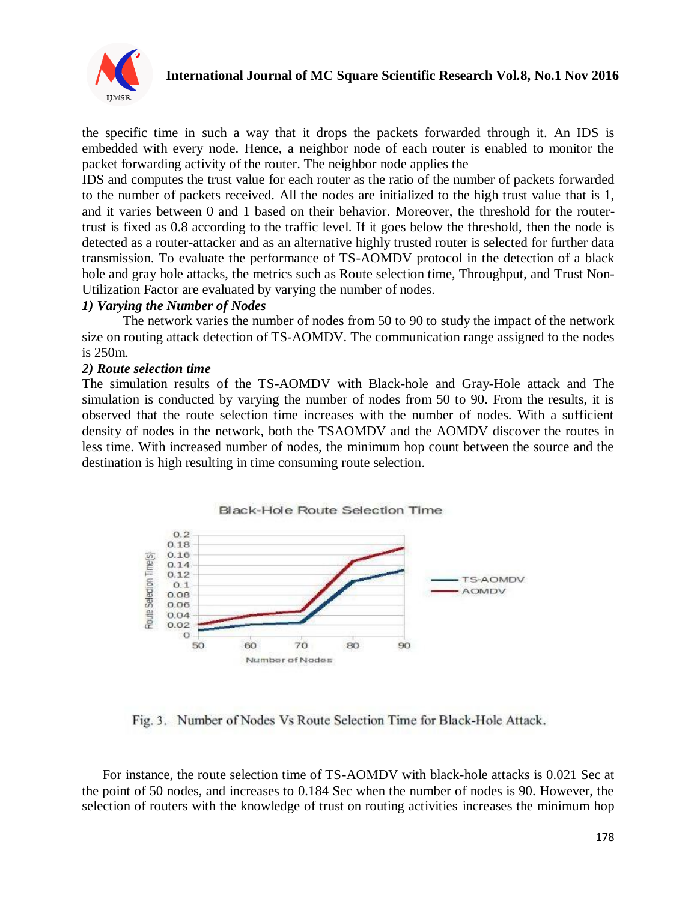the specific time in such a way that it drops the packets forwarded through it. An IDS is embedded with every node. Hence, a neighbor node of each router is enabled to monitor the packet forwarding activity of the router. The neighbor node applies the IDS and computes the trust value for each router as the ratio of the number of packets forwarded to the number of packets received. All the nodes are initialized to the high trust value that is 1, and it varies between 0 and 1 based on their behavior. Moreover, the threshold for the router-trust is fixed as 0.8 according to the traffic level. If it goes below the threshold, then the node is detected as a router-attacker and as an alternative highly trusted router is selected for further data transmission. To evaluate the performance of TS-AOMDV protocol in the detection of a black hole and gray hole attacks, the metrics such as Route selection time, Throughput, and Trust Non-Utilization Factor are evaluated by varying the number of nodes.

***1) Varying the Number of Nodes***

The network varies the number of nodes from 50 to 90 to study the impact of the network size on routing attack detection of TS-AOMDV. The communication range assigned to the nodes is 250m.

***2) Route selection time***

The simulation results of the TS-AOMDV with Black-hole and Gray-Hole attack and The simulation is conducted by varying the number of nodes from 50 to 90. From the results, it is observed that the route selection time increases with the number of nodes. With a sufficient density of nodes in the network, both the TSAOMDV and the AOMDV discover the routes in less time. With increased number of nodes, the minimum hop count between the source and the destination is high resulting in time consuming route selection.

Fig. 3. Number of Nodes Vs Route Selection Time for Black-Hole Attack.

For instance, the route selection time of TS-AOMDV with black-hole attacks is 0.021 Sec at the point of 50 nodes, and increases to 0.184 Sec when the number of nodes is 90. However, the selection of routers with the knowledge of trust on routing activities increases the minimum hop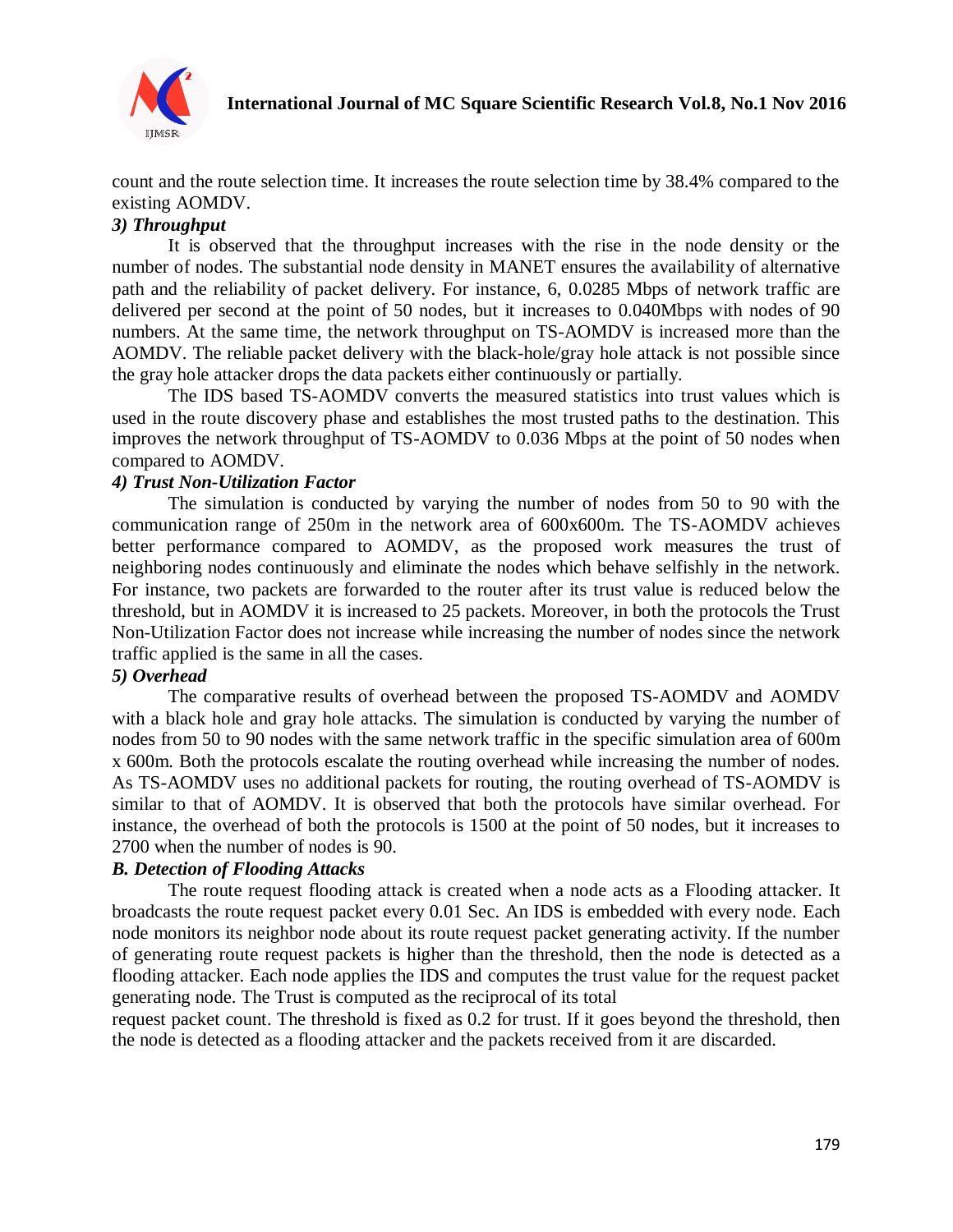count and the route selection time. It increases the route selection time by 38.4% compared to the existing AOMDV.

***3) Throughput***

It is observed that the throughput increases with the rise in the node density or the number of nodes. The substantial node density in MANET ensures the availability of alternative path and the reliability of packet delivery. For instance, 6, 0.0285 Mbps of network traffic are delivered per second at the point of 50 nodes, but it increases to 0.040Mbps with nodes of 90 numbers. At the same time, the network throughput on TS-AOMDV is increased more than the AOMDV. The reliable packet delivery with the black-hole/gray hole attack is not possible since the gray hole attacker drops the data packets either continuously or partially.

The IDS based TS-AOMDV converts the measured statistics into trust values which is used in the route discovery phase and establishes the most trusted paths to the destination. This improves the network throughput of TS-AOMDV to 0.036 Mbps at the point of 50 nodes when compared to AOMDV.

***4) Trust Non-Utilization Factor***

The simulation is conducted by varying the number of nodes from 50 to 90 with the communication range of 250m in the network area of 600x600m. The TS-AOMDV achieves better performance compared to AOMDV, as the proposed work measures the trust of neighboring nodes continuously and eliminate the nodes which behave selfishly in the network. For instance, two packets are forwarded to the router after its trust value is reduced below the threshold, but in AOMDV it is increased to 25 packets. Moreover, in both the protocols the Trust Non-Utilization Factor does not increase while increasing the number of nodes since the network traffic applied is the same in all the cases.

***5) Overhead***

The comparative results of overhead between the proposed TS-AOMDV and AOMDV with a black hole and gray hole attacks. The simulation is conducted by varying the number of nodes from 50 to 90 nodes with the same network traffic in the specific simulation area of 600m x 600m. Both the protocols escalate the routing overhead while increasing the number of nodes. As TS-AOMDV uses no additional packets for routing, the routing overhead of TS-AOMDV is similar to that of AOMDV. It is observed that both the protocols have similar overhead. For instance, the overhead of both the protocols is 1500 at the point of 50 nodes, but it increases to 2700 when the number of nodes is 90.

***B. Detection of Flooding Attacks***

The route request flooding attack is created when a node acts as a Flooding attacker. It broadcasts the route request packet every 0.01 Sec. An IDS is embedded with every node. Each node monitors its neighbor node about its route request packet generating activity. If the number of generating route request packets is higher than the threshold, then the node is detected as a flooding attacker. Each node applies the IDS and computes the trust value for the request packet generating node. The Trust is computed as the reciprocal of its total request packet count. The threshold is fixed as 0.2 for trust. If it goes beyond the threshold, then the node is detected as a flooding attacker and the packets received from it are discarded.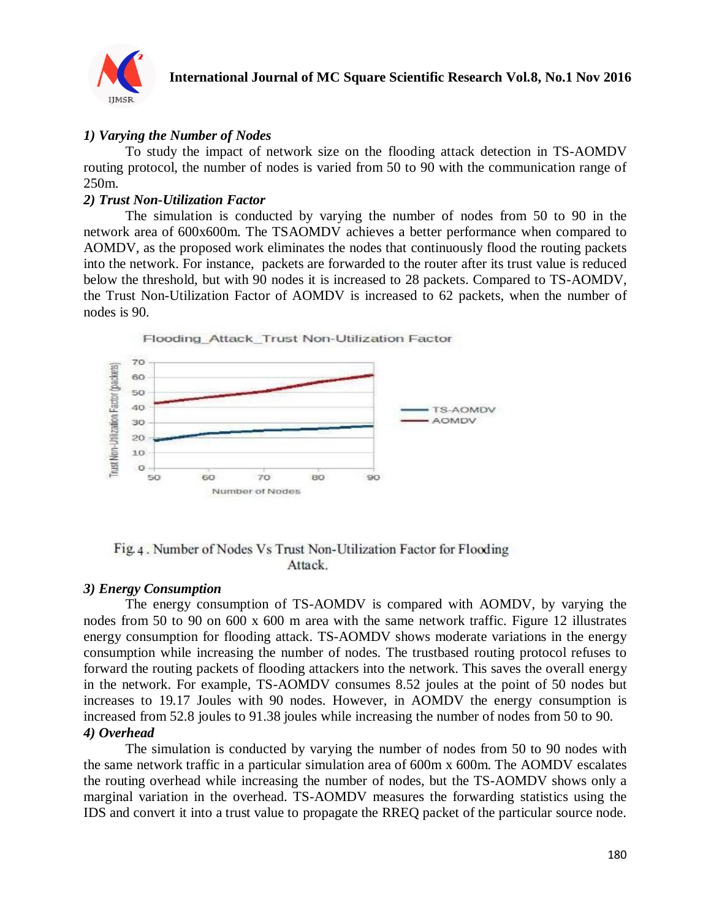*1) Varying the Number of Nodes*

To study the impact of network size on the flooding attack detection in TS-AOMDV routing protocol, the number of nodes is varied from 50 to 90 with the communication range of 250m.

*2) Trust Non-Utilization Factor*

The simulation is conducted by varying the number of nodes from 50 to 90 in the network area of 600x600m. The TSAOMDV achieves a better performance when compared to AOMDV, as the proposed work eliminates the nodes that continuously flood the routing packets into the network. For instance, packets are forwarded to the router after its trust value is reduced below the threshold, but with 90 nodes it is increased to 28 packets. Compared to TS-AOMDV, the Trust Non-Utilization Factor of AOMDV is increased to 62 packets, when the number of nodes is 90.

Fig. 4 . Number of Nodes Vs Trust Non-Utilization Factor for Flooding Attack.

*3) Energy Consumption*

The energy consumption of TS-AOMDV is compared with AOMDV, by varying the nodes from 50 to 90 on 600 x 600 m area with the same network traffic. Figure 12 illustrates energy consumption for flooding attack. TS-AOMDV shows moderate variations in the energy consumption while increasing the number of nodes. The trustbased routing protocol refuses to forward the routing packets of flooding attackers into the network. This saves the overall energy in the network. For example, TS-AOMDV consumes 8.52 joules at the point of 50 nodes but increases to 19.17 Joules with 90 nodes. However, in AOMDV the energy consumption is increased from 52.8 joules to 91.38 joules while increasing the number of nodes from 50 to 90.

*4) Overhead*

The simulation is conducted by varying the number of nodes from 50 to 90 nodes with the same network traffic in a particular simulation area of 600m x 600m. The AOMDV escalates the routing overhead while increasing the number of nodes, but the TS-AOMDV shows only a marginal variation in the overhead. TS-AOMDV measures the forwarding statistics using the IDS and convert it into a trust value to propagate the RREQ packet of the particular source node.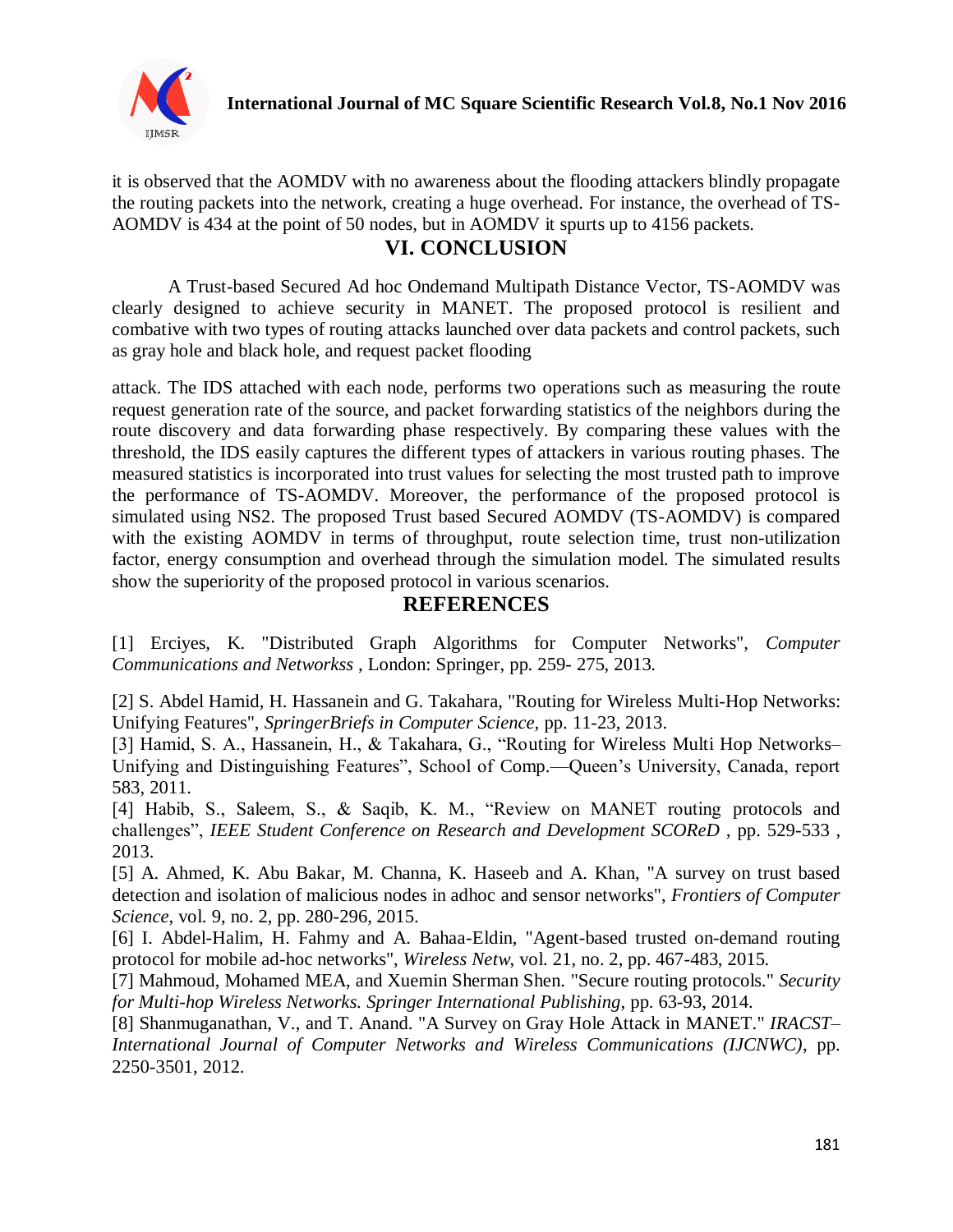it is observed that the AOMDV with no awareness about the flooding attackers blindly propagate the routing packets into the network, creating a huge overhead. For instance, the overhead of TS-AOMDV is 434 at the point of 50 nodes, but in AOMDV it spurts up to 4156 packets.

## VI. CONCLUSION

A Trust-based Secured Ad hoc Ondemand Multipath Distance Vector, TS-AOMDV was clearly designed to achieve security in MANET. The proposed protocol is resilient and combative with two types of routing attacks launched over data packets and control packets, such as gray hole and black hole, and request packet flooding attack. The IDS attached with each node, performs two operations such as measuring the route request generation rate of the source, and packet forwarding statistics of the neighbors during the route discovery and data forwarding phase respectively. By comparing these values with the threshold, the IDS easily captures the different types of attackers in various routing phases. The measured statistics is incorporated into trust values for selecting the most trusted path to improve the performance of TS-AOMDV. Moreover, the performance of the proposed protocol is simulated using NS2. The proposed Trust based Secured AOMDV (TS-AOMDV) is compared with the existing AOMDV in terms of throughput, route selection time, trust non-utilization factor, energy consumption and overhead through the simulation model. The simulated results show the superiority of the proposed protocol in various scenarios.

## REFERENCES

[1] Erciyes, K. "Distributed Graph Algorithms for Computer Networks", *Computer Communications and Networkss* , London: Springer, pp. 259- 275, 2013.

[2] S. Abdel Hamid, H. Hassanein and G. Takahara, "Routing for Wireless Multi-Hop Networks: Unifying Features", *SpringerBriefs in Computer Science,* pp. 11-23, 2013.

[3] Hamid, S. A., Hassanein, H., & Takahara, G., "Routing for Wireless Multi Hop Networks–Unifying and Distinguishing Features", School of Comp.—Queen's University, Canada, report 583, 2011.

[4] Habib, S., Saleem, S., & Saqib, K. M., "Review on MANET routing protocols and challenges", *IEEE Student Conference on Research and Development SCOReD* , pp. 529-533 , 2013.

[5] A. Ahmed, K. Abu Bakar, M. Channa, K. Haseeb and A. Khan, "A survey on trust based detection and isolation of malicious nodes in adhoc and sensor networks", *Frontiers of Computer Science*, vol. 9, no. 2, pp. 280-296, 2015.

[6] I. Abdel-Halim, H. Fahmy and A. Bahaa-Eldin, "Agent-based trusted on-demand routing protocol for mobile ad-hoc networks", *Wireless Netw,* vol. 21, no. 2, pp. 467-483, 2015.

[7] Mahmoud, Mohamed MEA, and Xuemin Sherman Shen. "Secure routing protocols." *Security for Multi-hop Wireless Networks. Springer International Publishing*, pp. 63-93, 2014.

[8] Shanmuganathan, V., and T. Anand. "A Survey on Gray Hole Attack in MANET." *IRACST–International Journal of Computer Networks and Wireless Communications (IJCNWC)*, pp. 2250-3501, 2012.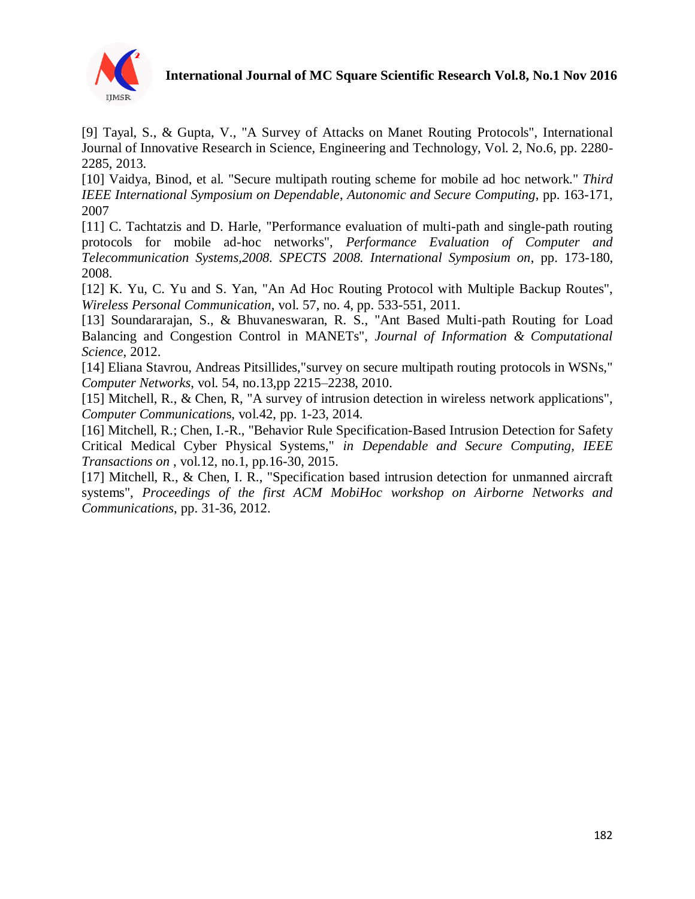[9] Tayal, S., & Gupta, V., "A Survey of Attacks on Manet Routing Protocols", International Journal of Innovative Research in Science, Engineering and Technology, Vol. 2, No.6, pp. 2280-2285, 2013.

[10] Vaidya, Binod, et al. "Secure multipath routing scheme for mobile ad hoc network." *Third IEEE International Symposium on Dependable, Autonomic and Secure Computing*, pp. 163-171, 2007

[11] C. Tachtatzis and D. Harle, "Performance evaluation of multi-path and single-path routing protocols for mobile ad-hoc networks", *Performance Evaluation of Computer and Telecommunication Systems,2008. SPECTS 2008. International Symposium on*, pp. 173-180, 2008.

[12] K. Yu, C. Yu and S. Yan, "An Ad Hoc Routing Protocol with Multiple Backup Routes", *Wireless Personal Communication*, vol. 57, no. 4, pp. 533-551, 2011.

[13] Soundararajan, S., & Bhuvaneswaran, R. S., "Ant Based Multi-path Routing for Load Balancing and Congestion Control in MANETs", *Journal of Information & Computational Science*, 2012.

[14] Eliana Stavrou, Andreas Pitsillides,"survey on secure multipath routing protocols in WSNs," *Computer Networks*, vol. 54, no.13,pp 2215–2238, 2010.

[15] Mitchell, R., & Chen, R, "A survey of intrusion detection in wireless network applications", *Computer Communication*s, vol.42, pp. 1-23, 2014.

[16] Mitchell, R.; Chen, I.-R., "Behavior Rule Specification-Based Intrusion Detection for Safety Critical Medical Cyber Physical Systems," *in Dependable and Secure Computing, IEEE Transactions on* , vol.12, no.1, pp.16-30, 2015.

[17] Mitchell, R., & Chen, I. R., "Specification based intrusion detection for unmanned aircraft systems", *Proceedings of the first ACM MobiHoc workshop on Airborne Networks and Communications*, pp. 31-36, 2012.